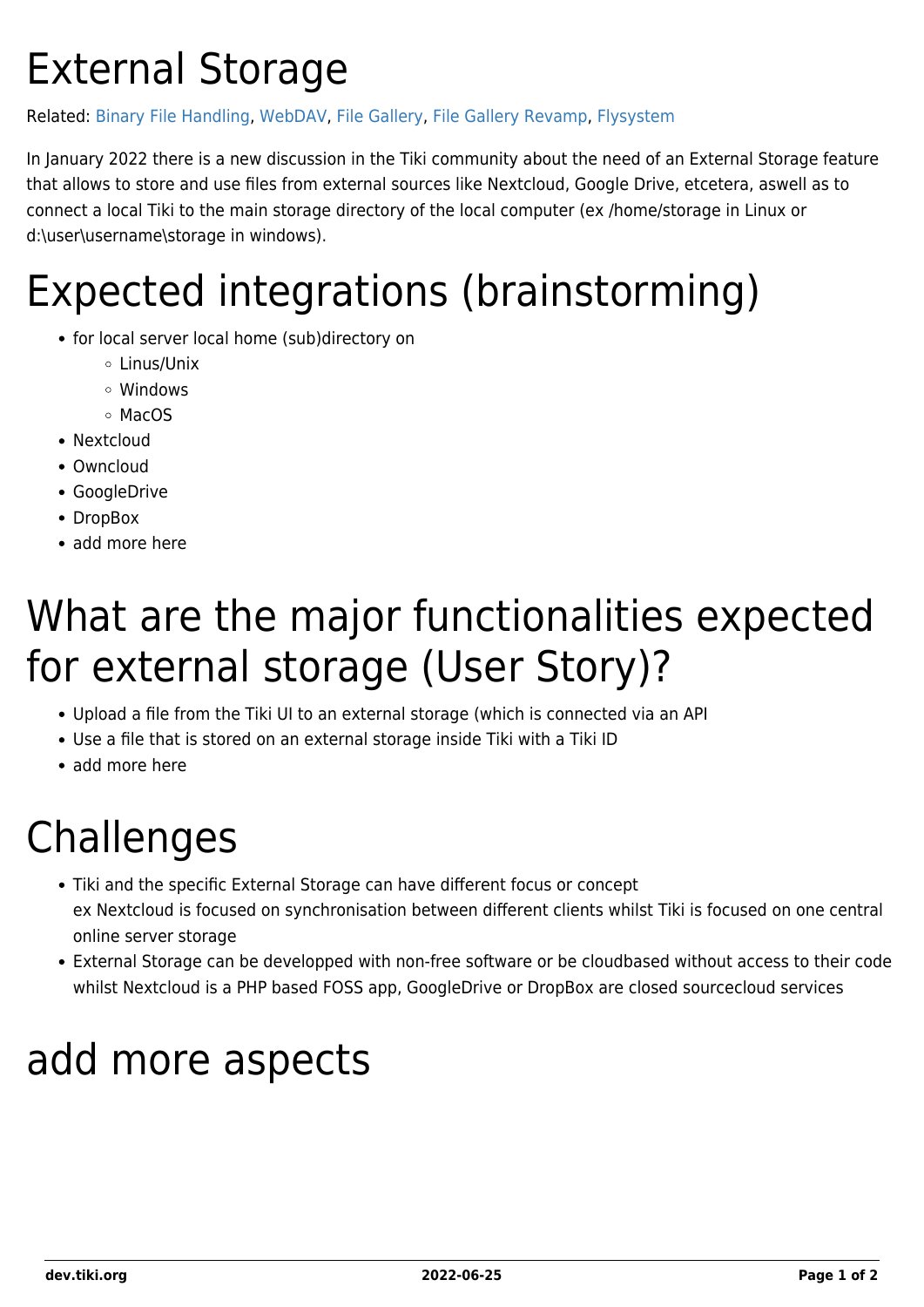# External Storage

Related: Binary File Handling, WebDAV, File Gallery, File Gallery Revamp, Flysystem

In January 2022 there is a new discussion in the Tiki community about the need of an External Storage feature that allows to store and use files from external sources like Nextcloud, Google Drive, etcetera, aswell as to connect a local Tiki to the main storage directory of the local computer (ex /home/storage in Linux or d:\user\username\storage in windows).

# Expected integrations (brainstorming)

- for local server local home (sub)directory on
  - Linus/Unix
  - Windows
  - MacOS
- Nextcloud
- Owncloud
- GoogleDrive
- DropBox
- add more here

# What are the major functionalities expected for external storage (User Story)?

- Upload a file from the Tiki UI to an external storage (which is connected via an API
- Use a file that is stored on an external storage inside Tiki with a Tiki ID
- add more here

# Challenges

- Tiki and the specific External Storage can have different focus or concept
  ex Nextcloud is focused on synchronisation between different clients whilst Tiki is focused on one central online server storage
- External Storage can be developped with non-free software or be cloudbased without access to their code whilst Nextcloud is a PHP based FOSS app, GoogleDrive or DropBox are closed sourcecloud services

# add more aspects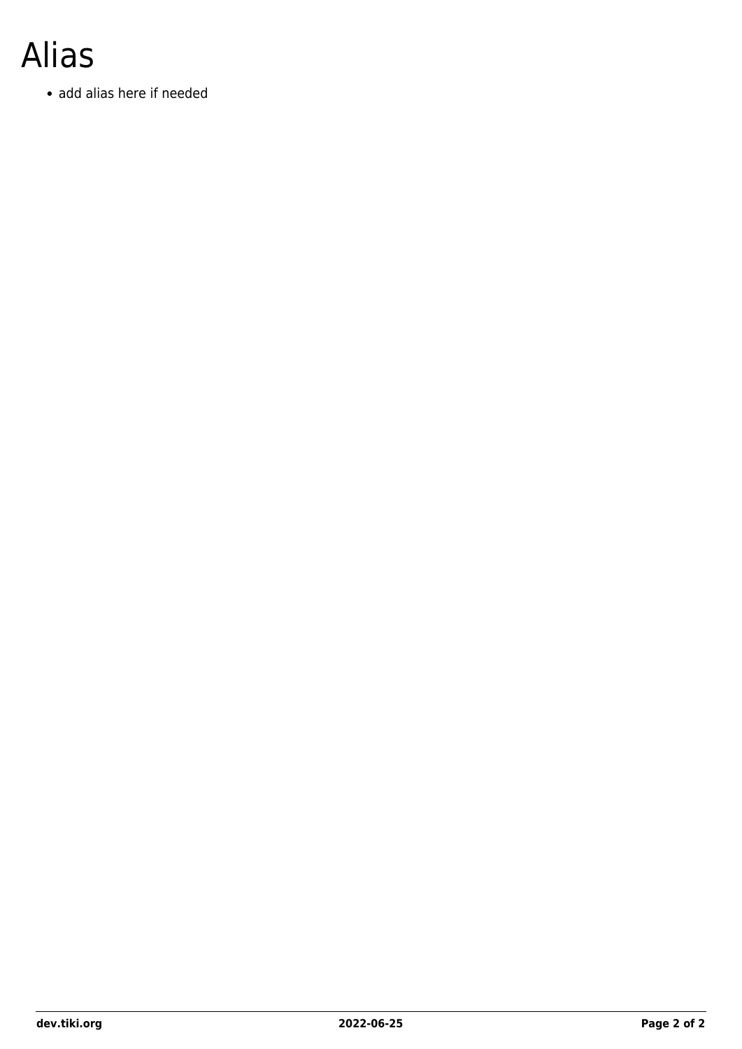# Alias

- add alias here if needed